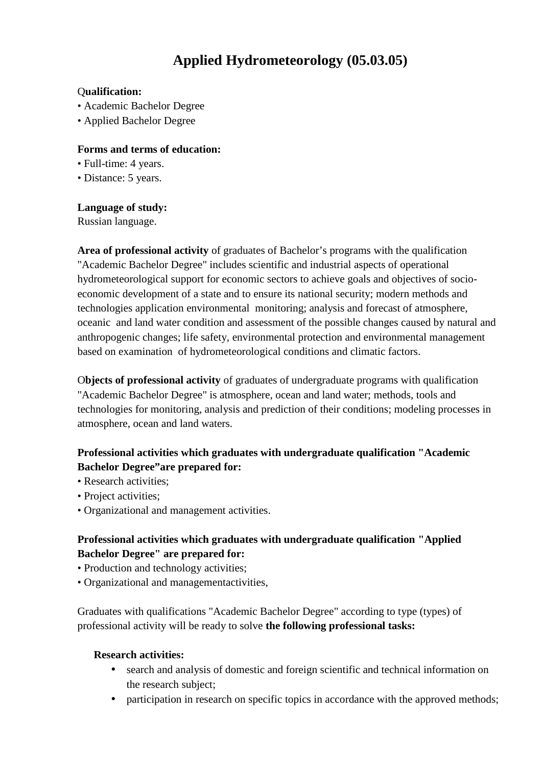# Applied Hydrometeorology (05.03.05)

**Qualification:**
• Academic Bachelor Degree
• Applied Bachelor Degree

**Forms and terms of education:**
• Full-time: 4 years.
• Distance: 5 years.

**Language of study:**
Russian language.

**Area of professional activity** of graduates of Bachelor's programs with the qualification "Academic Bachelor Degree" includes scientific and industrial aspects of operational hydrometeorological support for economic sectors to achieve goals and objectives of socio-economic development of a state and to ensure its national security; modern methods and technologies application environmental monitoring; analysis and forecast of atmosphere, oceanic and land water condition and assessment of the possible changes caused by natural and anthropogenic changes; life safety, environmental protection and environmental management based on examination of hydrometeorological conditions and climatic factors.

**Objects of professional activity** of graduates of undergraduate programs with qualification "Academic Bachelor Degree" is atmosphere, ocean and land water; methods, tools and technologies for monitoring, analysis and prediction of their conditions; modeling processes in atmosphere, ocean and land waters.

**Professional activities which graduates with undergraduate qualification "Academic Bachelor Degree"are prepared for:**
• Research activities;
• Project activities;
• Organizational and management activities.

**Professional activities which graduates with undergraduate qualification "Applied Bachelor Degree" are prepared for:**
• Production and technology activities;
• Organizational and managementactivities,

Graduates with qualifications "Academic Bachelor Degree" according to type (types) of professional activity will be ready to solve **the following professional tasks:**

**Research activities:**

- search and analysis of domestic and foreign scientific and technical information on the research subject;
- participation in research on specific topics in accordance with the approved methods;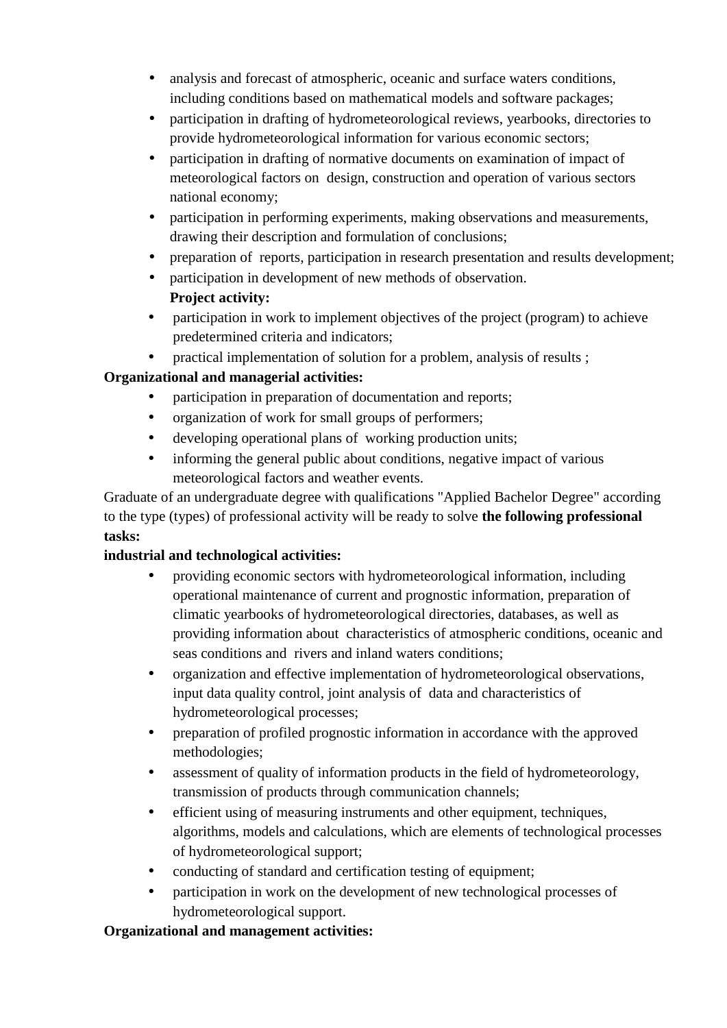- analysis and forecast of atmospheric, oceanic and surface waters conditions, including conditions based on mathematical models and software packages;
- participation in drafting of hydrometeorological reviews, yearbooks, directories to provide hydrometeorological information for various economic sectors;
- participation in drafting of normative documents on examination of impact of meteorological factors on design, construction and operation of various sectors national economy;
- participation in performing experiments, making observations and measurements, drawing their description and formulation of conclusions;
- preparation of reports, participation in research presentation and results development;
- participation in development of new methods of observation.

**Project activity:**

- participation in work to implement objectives of the project (program) to achieve predetermined criteria and indicators;
- practical implementation of solution for a problem, analysis of results ;

**Organizational and managerial activities:**

- participation in preparation of documentation and reports;
- organization of work for small groups of performers;
- developing operational plans of working production units;
- informing the general public about conditions, negative impact of various meteorological factors and weather events.

Graduate of an undergraduate degree with qualifications "Applied Bachelor Degree" according to the type (types) of professional activity will be ready to solve **the following professional tasks:**

**industrial and technological activities:**

- providing economic sectors with hydrometeorological information, including operational maintenance of current and prognostic information, preparation of climatic yearbooks of hydrometeorological directories, databases, as well as providing information about characteristics of atmospheric conditions, oceanic and seas conditions and rivers and inland waters conditions;
- organization and effective implementation of hydrometeorological observations, input data quality control, joint analysis of data and characteristics of hydrometeorological processes;
- preparation of profiled prognostic information in accordance with the approved methodologies;
- assessment of quality of information products in the field of hydrometeorology, transmission of products through communication channels;
- efficient using of measuring instruments and other equipment, techniques, algorithms, models and calculations, which are elements of technological processes of hydrometeorological support;
- conducting of standard and certification testing of equipment;
- participation in work on the development of new technological processes of hydrometeorological support.

**Organizational and management activities:**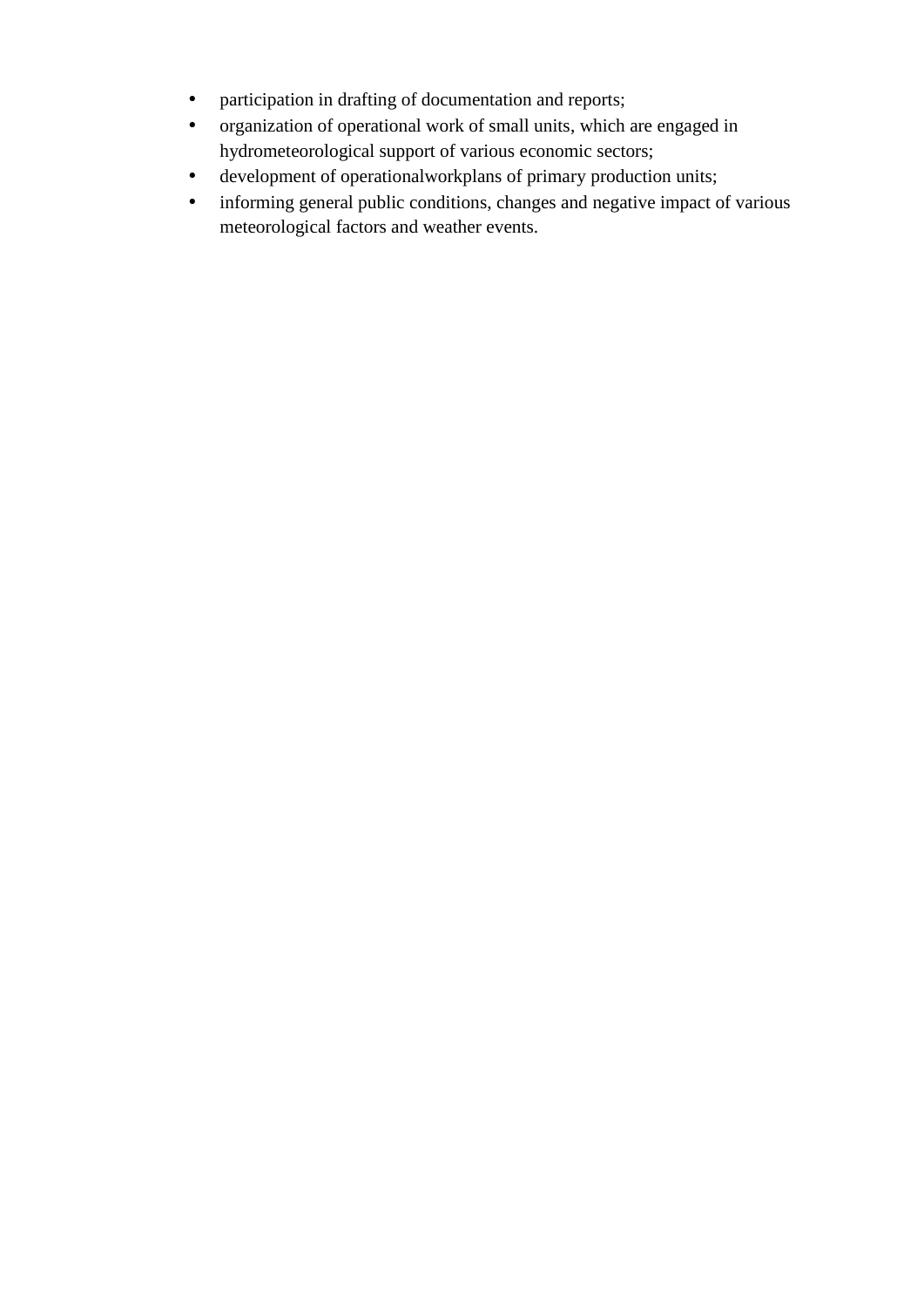- participation in drafting of documentation and reports;
- organization of operational work of small units, which are engaged in hydrometeorological support of various economic sectors;
- development of operationalworkplans of primary production units;
- informing general public conditions, changes and negative impact of various meteorological factors and weather events.